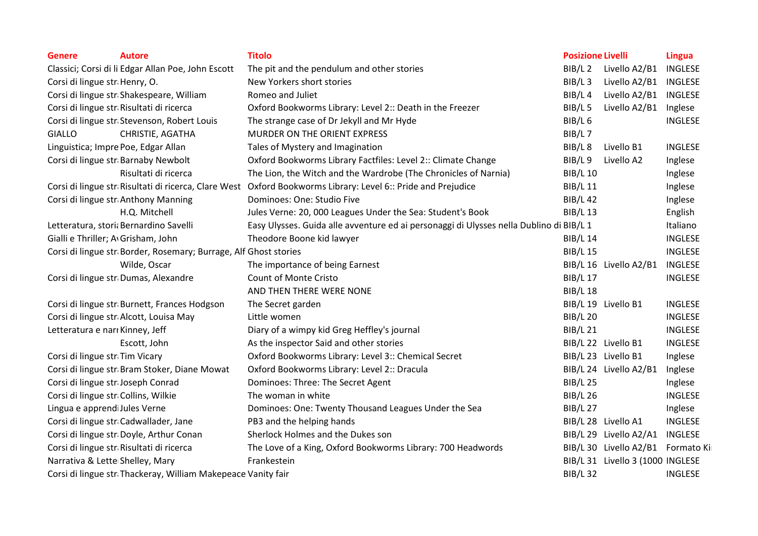| Genere | Autore | Titolo | Posizione | Livelli | Lingua |
|---|---|---|---|---|---|
| Classici; Corsi di li | Edgar Allan Poe, John Escott | The pit and the pendulum and other stories | BIB/L 2 | Livello A2/B1 | INGLESE |
| Corsi di lingue str | Henry, O. | New Yorkers short stories | BIB/L 3 | Livello A2/B1 | INGLESE |
| Corsi di lingue str | Shakespeare, William | Romeo and Juliet | BIB/L 4 | Livello A2/B1 | INGLESE |
| Corsi di lingue str | Risultati di ricerca | Oxford Bookworms Library: Level 2:: Death in the Freezer | BIB/L 5 | Livello A2/B1 | Inglese |
| Corsi di lingue str | Stevenson, Robert Louis | The strange case of Dr Jekyll and Mr Hyde | BIB/L 6 | | INGLESE |
| GIALLO | CHRISTIE, AGATHA | MURDER ON THE ORIENT EXPRESS | BIB/L 7 | | |
| Linguistica; Impre | Poe, Edgar Allan | Tales of Mystery and Imagination | BIB/L 8 | Livello B1 | INGLESE |
| Corsi di lingue str | Barnaby Newbolt | Oxford Bookworms Library Factfiles: Level 2:: Climate Change | BIB/L 9 | Livello A2 | Inglese |
| | Risultati di ricerca | The Lion, the Witch and the Wardrobe (The Chronicles of Narnia) | BIB/L 10 | | Inglese |
| Corsi di lingue str | Risultati di ricerca, Clare West | Oxford Bookworms Library: Level 6:: Pride and Prejudice | BIB/L 11 | | Inglese |
| Corsi di lingue str | Anthony Manning | Dominoes: One: Studio Five | BIB/L 42 | | Inglese |
| | H.Q. Mitchell | Jules Verne: 20, 000 Leagues Under the Sea: Student's Book | BIB/L 13 | | English |
| Letteratura, storia | Bernardino Savelli | Easy Ulysses. Guida alle avventure ed ai personaggi di Ulysses nella Dublino di | BIB/L 1 | | Italiano |
| Gialli e Thriller; A | Grisham, John | Theodore Boone kid lawyer | BIB/L 14 | | INGLESE |
| Corsi di lingue str | Border, Rosemary; Burrage, Alf | Ghost stories | BIB/L 15 | | INGLESE |
| | Wilde, Oscar | The importance of being Earnest | BIB/L 16 | Livello A2/B1 | INGLESE |
| Corsi di lingue str | Dumas, Alexandre | Count of Monte Cristo | BIB/L 17 | | INGLESE |
| | | AND THEN THERE WERE NONE | BIB/L 18 | | |
| Corsi di lingue str | Burnett, Frances Hodgson | The Secret garden | BIB/L 19 | Livello B1 | INGLESE |
| Corsi di lingue str | Alcott, Louisa May | Little women | BIB/L 20 | | INGLESE |
| Letteratura e narr | Kinney, Jeff | Diary of a wimpy kid Greg Heffley's journal | BIB/L 21 | | INGLESE |
| | Escott, John | As the inspector Said and other stories | BIB/L 22 | Livello B1 | INGLESE |
| Corsi di lingue str | Tim Vicary | Oxford Bookworms Library: Level 3:: Chemical Secret | BIB/L 23 | Livello B1 | Inglese |
| Corsi di lingue str | Bram Stoker, Diane Mowat | Oxford Bookworms Library: Level 2:: Dracula | BIB/L 24 | Livello A2/B1 | Inglese |
| Corsi di lingue str | Joseph Conrad | Dominoes: Three: The Secret Agent | BIB/L 25 | | Inglese |
| Corsi di lingue str | Collins, Wilkie | The woman in white | BIB/L 26 | | INGLESE |
| Lingua e apprendi | Jules Verne | Dominoes: One: Twenty Thousand Leagues Under the Sea | BIB/L 27 | | Inglese |
| Corsi di lingue str | Cadwallader, Jane | PB3 and the helping hands | BIB/L 28 | Livello A1 | INGLESE |
| Corsi di lingue str | Doyle, Arthur Conan | Sherlock Holmes and the Dukes son | BIB/L 29 | Livello A2/A1 | INGLESE |
| Corsi di lingue str | Risultati di ricerca | The Love of a King, Oxford Bookworms Library: 700 Headwords | BIB/L 30 | Livello A2/B1 | Formato Ki |
| Narrativa & Lette | Shelley, Mary | Frankestein | BIB/L 31 | Livello 3 (1000 | INGLESE |
| Corsi di lingue str | Thackeray, William Makepeace | Vanity fair | BIB/L 32 | | INGLESE |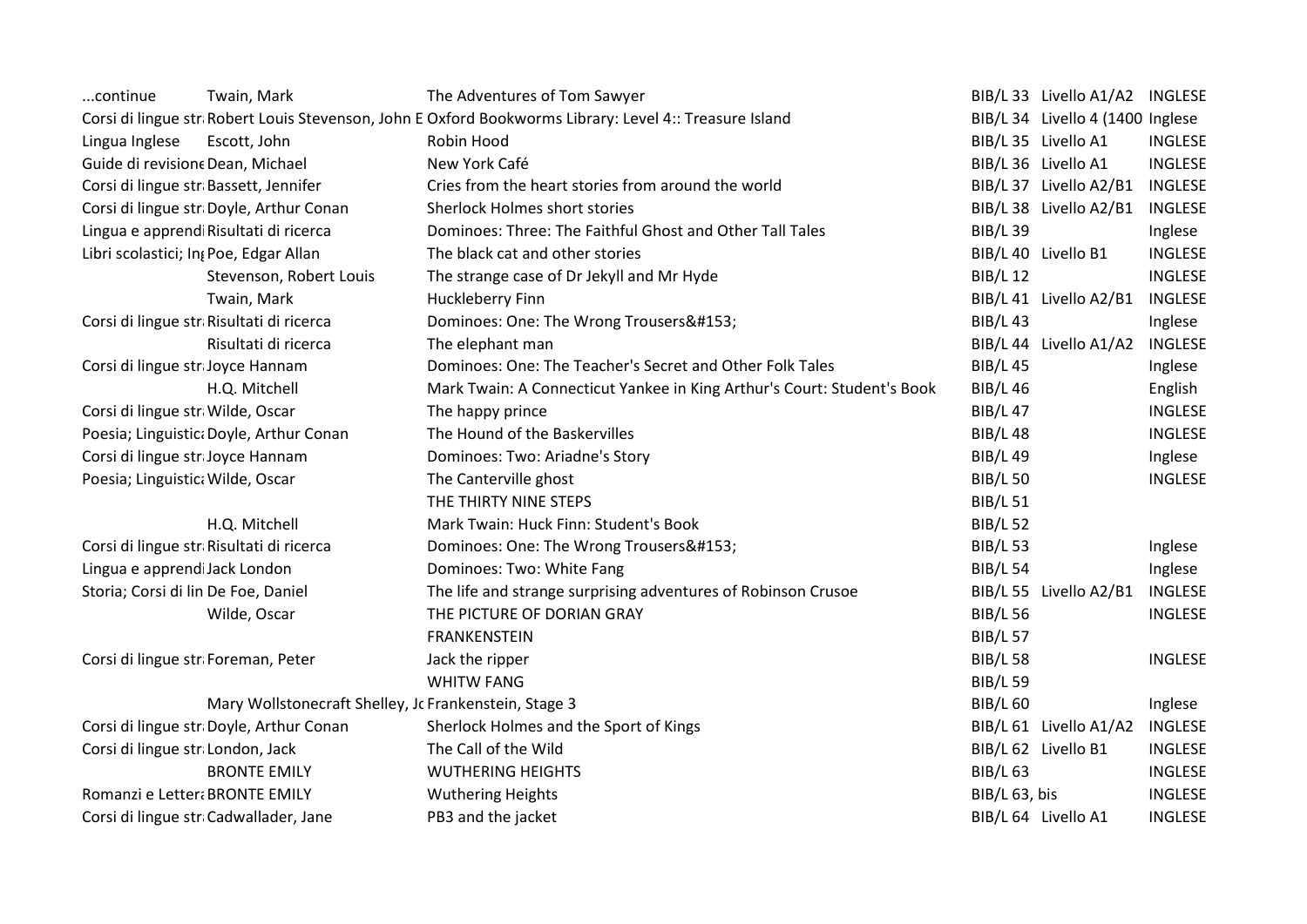| | | | | | |
|---|---|---|---|---|---|
| ...continue | Twain, Mark | The Adventures of Tom Sawyer | BIB/L 33 | Livello A1/A2 | INGLESE |
| Corsi di lingue str | Robert Louis Stevenson, John E | Oxford Bookworms Library: Level 4:: Treasure Island | BIB/L 34 | Livello 4 (1400 | Inglese |
| Lingua Inglese | Escott, John | Robin Hood | BIB/L 35 | Livello A1 | INGLESE |
| Guide di revisione | Dean, Michael | New York Café | BIB/L 36 | Livello A1 | INGLESE |
| Corsi di lingue str | Bassett, Jennifer | Cries from the heart stories from around the world | BIB/L 37 | Livello A2/B1 | INGLESE |
| Corsi di lingue str | Doyle, Arthur Conan | Sherlock Holmes short stories | BIB/L 38 | Livello A2/B1 | INGLESE |
| Lingua e apprendi | Risultati di ricerca | Dominoes: Three: The Faithful Ghost and Other Tall Tales | BIB/L 39 | | Inglese |
| Libri scolastici; Ing | Poe, Edgar Allan | The black cat and other stories | BIB/L 40 | Livello B1 | INGLESE |
| | Stevenson, Robert Louis | The strange case of Dr Jekyll and Mr Hyde | BIB/L 12 | | INGLESE |
| | Twain, Mark | Huckleberry Finn | BIB/L 41 | Livello A2/B1 | INGLESE |
| Corsi di lingue str | Risultati di ricerca | Dominoes: One: The Wrong Trousers&#153; | BIB/L 43 | | Inglese |
| | Risultati di ricerca | The elephant man | BIB/L 44 | Livello A1/A2 | INGLESE |
| Corsi di lingue str | Joyce Hannam | Dominoes: One: The Teacher's Secret and Other Folk Tales | BIB/L 45 | | Inglese |
| | H.Q. Mitchell | Mark Twain: A Connecticut Yankee in King Arthur's Court: Student's Book | BIB/L 46 | | English |
| Corsi di lingue str | Wilde, Oscar | The happy prince | BIB/L 47 | | INGLESE |
| Poesia; Linguistica | Doyle, Arthur Conan | The Hound of the Baskervilles | BIB/L 48 | | INGLESE |
| Corsi di lingue str | Joyce Hannam | Dominoes: Two: Ariadne's Story | BIB/L 49 | | Inglese |
| Poesia; Linguistica | Wilde, Oscar | The Canterville ghost | BIB/L 50 | | INGLESE |
| | | THE THIRTY NINE STEPS | BIB/L 51 | | |
| | H.Q. Mitchell | Mark Twain: Huck Finn: Student's Book | BIB/L 52 | | |
| Corsi di lingue str | Risultati di ricerca | Dominoes: One: The Wrong Trousers&#153; | BIB/L 53 | | Inglese |
| Lingua e apprendi | Jack London | Dominoes: Two: White Fang | BIB/L 54 | | Inglese |
| Storia; Corsi di lin | De Foe, Daniel | The life and strange surprising adventures of Robinson Crusoe | BIB/L 55 | Livello A2/B1 | INGLESE |
| | Wilde, Oscar | THE PICTURE OF DORIAN GRAY | BIB/L 56 | | INGLESE |
| | | FRANKENSTEIN | BIB/L 57 | | |
| Corsi di lingue str | Foreman, Peter | Jack the ripper | BIB/L 58 | | INGLESE |
| | | WHITW FANG | BIB/L 59 | | |
| | Mary Wollstonecraft Shelley, Jo | Frankenstein, Stage 3 | BIB/L 60 | | Inglese |
| Corsi di lingue str | Doyle, Arthur Conan | Sherlock Holmes and the Sport of Kings | BIB/L 61 | Livello A1/A2 | INGLESE |
| Corsi di lingue str | London, Jack | The Call of the Wild | BIB/L 62 | Livello B1 | INGLESE |
| | BRONTE EMILY | WUTHERING HEIGHTS | BIB/L 63 | | INGLESE |
| Romanzi e Lettera | BRONTE EMILY | Wuthering Heights | BIB/L 63, bis | | INGLESE |
| Corsi di lingue str | Cadwallader, Jane | PB3 and the jacket | BIB/L 64 | Livello A1 | INGLESE |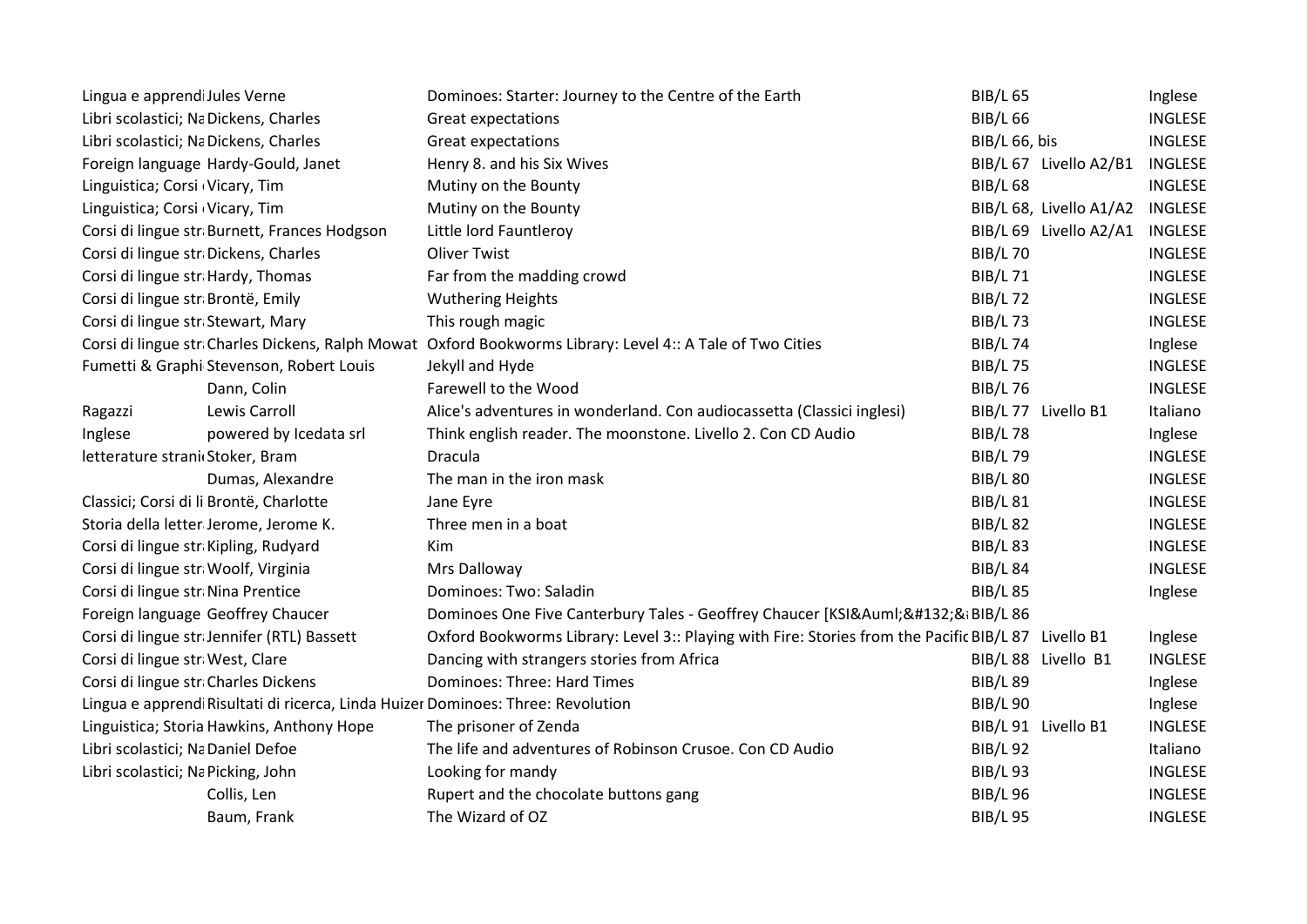| | | | | |
|---|---|---|---|---|
| Lingua e apprendi | Jules Verne | Dominoes: Starter: Journey to the Centre of the Earth | BIB/L 65 | Inglese |
| Libri scolastici; Na | Dickens, Charles | Great expectations | BIB/L 66 | INGLESE |
| Libri scolastici; Na | Dickens, Charles | Great expectations | BIB/L 66, bis | INGLESE |
| Foreign language | Hardy-Gould, Janet | Henry 8. and his Six Wives | BIB/L 67 Livello A2/B1 | INGLESE |
| Linguistica; Corsi | Vicary, Tim | Mutiny on the Bounty | BIB/L 68 | INGLESE |
| Linguistica; Corsi | Vicary, Tim | Mutiny on the Bounty | BIB/L 68, Livello A1/A2 | INGLESE |
| Corsi di lingue str | Burnett, Frances Hodgson | Little lord Fauntleroy | BIB/L 69 Livello A2/A1 | INGLESE |
| Corsi di lingue str | Dickens, Charles | Oliver Twist | BIB/L 70 | INGLESE |
| Corsi di lingue str | Hardy, Thomas | Far from the madding crowd | BIB/L 71 | INGLESE |
| Corsi di lingue str | Brontë, Emily | Wuthering Heights | BIB/L 72 | INGLESE |
| Corsi di lingue str | Stewart, Mary | This rough magic | BIB/L 73 | INGLESE |
| Corsi di lingue str | Charles Dickens, Ralph Mowat | Oxford Bookworms Library: Level 4:: A Tale of Two Cities | BIB/L 74 | Inglese |
| Fumetti & Graphi | Stevenson, Robert Louis | Jekyll and Hyde | BIB/L 75 | INGLESE |
| | Dann, Colin | Farewell to the Wood | BIB/L 76 | INGLESE |
| Ragazzi | Lewis Carroll | Alice's adventures in wonderland. Con audiocassetta (Classici inglesi) | BIB/L 77 Livello B1 | Italiano |
| Inglese | powered by Icedata srl | Think english reader. The moonstone. Livello 2. Con CD Audio | BIB/L 78 | Inglese |
| letterature strani | Stoker, Bram | Dracula | BIB/L 79 | INGLESE |
| | Dumas, Alexandre | The man in the iron mask | BIB/L 80 | INGLESE |
| Classici; Corsi di li | Brontë, Charlotte | Jane Eyre | BIB/L 81 | INGLESE |
| Storia della letter | Jerome, Jerome K. | Three men in a boat | BIB/L 82 | INGLESE |
| Corsi di lingue str | Kipling, Rudyard | Kim | BIB/L 83 | INGLESE |
| Corsi di lingue str | Woolf, Virginia | Mrs Dalloway | BIB/L 84 | INGLESE |
| Corsi di lingue str | Nina Prentice | Dominoes: Two: Saladin | BIB/L 85 | Inglese |
| Foreign language | Geoffrey Chaucer | Dominoes One Five Canterbury Tales - Geoffrey Chaucer [KSI&Auml;&#132;& | BIB/L 86 | |
| Corsi di lingue str | Jennifer (RTL) Bassett | Oxford Bookworms Library: Level 3:: Playing with Fire: Stories from the Pacific | BIB/L 87 Livello B1 | Inglese |
| Corsi di lingue str | West, Clare | Dancing with strangers stories from Africa | BIB/L 88 Livello B1 | INGLESE |
| Corsi di lingue str | Charles Dickens | Dominoes: Three: Hard Times | BIB/L 89 | Inglese |
| Lingua e apprendi | Risultati di ricerca, Linda Huizer | Dominoes: Three: Revolution | BIB/L 90 | Inglese |
| Linguistica; Storia | Hawkins, Anthony Hope | The prisoner of Zenda | BIB/L 91 Livello B1 | INGLESE |
| Libri scolastici; Na | Daniel Defoe | The life and adventures of Robinson Crusoe. Con CD Audio | BIB/L 92 | Italiano |
| Libri scolastici; Na | Picking, John | Looking for mandy | BIB/L 93 | INGLESE |
| | Collis, Len | Rupert and the chocolate buttons gang | BIB/L 96 | INGLESE |
| | Baum, Frank | The Wizard of OZ | BIB/L 95 | INGLESE |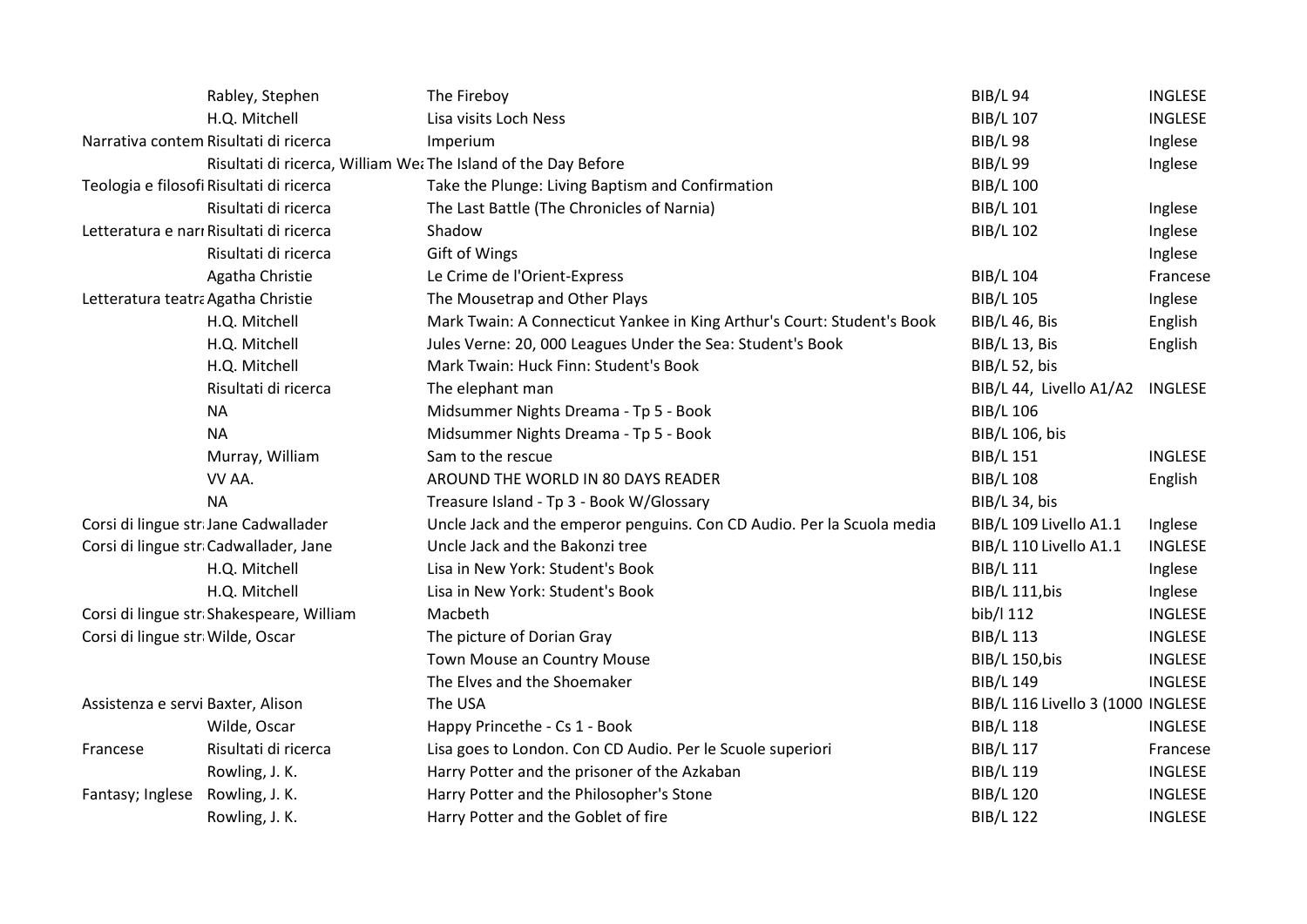| | | | | |
|---|---|---|---|---|
| | Rabley, Stephen | The Fireboy | BIB/L 94 | INGLESE |
| | H.Q. Mitchell | Lisa visits Loch Ness | BIB/L 107 | INGLESE |
| Narrativa contem | Risultati di ricerca | Imperium | BIB/L 98 | Inglese |
| | Risultati di ricerca, William Wea | The Island of the Day Before | BIB/L 99 | Inglese |
| Teologia e filosofi | Risultati di ricerca | Take the Plunge: Living Baptism and Confirmation | BIB/L 100 | |
| | Risultati di ricerca | The Last Battle (The Chronicles of Narnia) | BIB/L 101 | Inglese |
| Letteratura e narr | Risultati di ricerca | Shadow | BIB/L 102 | Inglese |
| | Risultati di ricerca | Gift of Wings | | Inglese |
| | Agatha Christie | Le Crime de l'Orient-Express | BIB/L 104 | Francese |
| Letteratura teatra | Agatha Christie | The Mousetrap and Other Plays | BIB/L 105 | Inglese |
| | H.Q. Mitchell | Mark Twain: A Connecticut Yankee in King Arthur's Court: Student's Book | BIB/L 46, Bis | English |
| | H.Q. Mitchell | Jules Verne: 20, 000 Leagues Under the Sea: Student's Book | BIB/L 13, Bis | English |
| | H.Q. Mitchell | Mark Twain: Huck Finn: Student's Book | BIB/L 52, bis | |
| | Risultati di ricerca | The elephant man | BIB/L 44, Livello A1/A2 | INGLESE |
| | NA | Midsummer Nights Dreama - Tp 5 - Book | BIB/L 106 | |
| | NA | Midsummer Nights Dreama - Tp 5 - Book | BIB/L 106, bis | |
| | Murray, William | Sam to the rescue | BIB/L 151 | INGLESE |
| | VV AA. | AROUND THE WORLD IN 80 DAYS READER | BIB/L 108 | English |
| | NA | Treasure Island - Tp 3 - Book W/Glossary | BIB/L 34, bis | |
| Corsi di lingue str | Jane Cadwallader | Uncle Jack and the emperor penguins. Con CD Audio. Per la Scuola media | BIB/L 109 Livello A1.1 | Inglese |
| Corsi di lingue str | Cadwallader, Jane | Uncle Jack and the Bakonzi tree | BIB/L 110 Livello A1.1 | INGLESE |
| | H.Q. Mitchell | Lisa in New York: Student's Book | BIB/L 111 | Inglese |
| | H.Q. Mitchell | Lisa in New York: Student's Book | BIB/L 111,bis | Inglese |
| Corsi di lingue str | Shakespeare, William | Macbeth | bib/l 112 | INGLESE |
| Corsi di lingue str | Wilde, Oscar | The picture of Dorian Gray | BIB/L 113 | INGLESE |
| | | Town Mouse an Country Mouse | BIB/L 150,bis | INGLESE |
| | | The Elves and the Shoemaker | BIB/L 149 | INGLESE |
| Assistenza e servi | Baxter, Alison | The USA | BIB/L 116 Livello 3 (1000 | INGLESE |
| | Wilde, Oscar | Happy Princethe - Cs 1 - Book | BIB/L 118 | INGLESE |
| Francese | Risultati di ricerca | Lisa goes to London. Con CD Audio. Per le Scuole superiori | BIB/L 117 | Francese |
| | Rowling, J. K. | Harry Potter and the prisoner of the Azkaban | BIB/L 119 | INGLESE |
| Fantasy; Inglese | Rowling, J. K. | Harry Potter and the Philosopher's Stone | BIB/L 120 | INGLESE |
| | Rowling, J. K. | Harry Potter and the Goblet of fire | BIB/L 122 | INGLESE |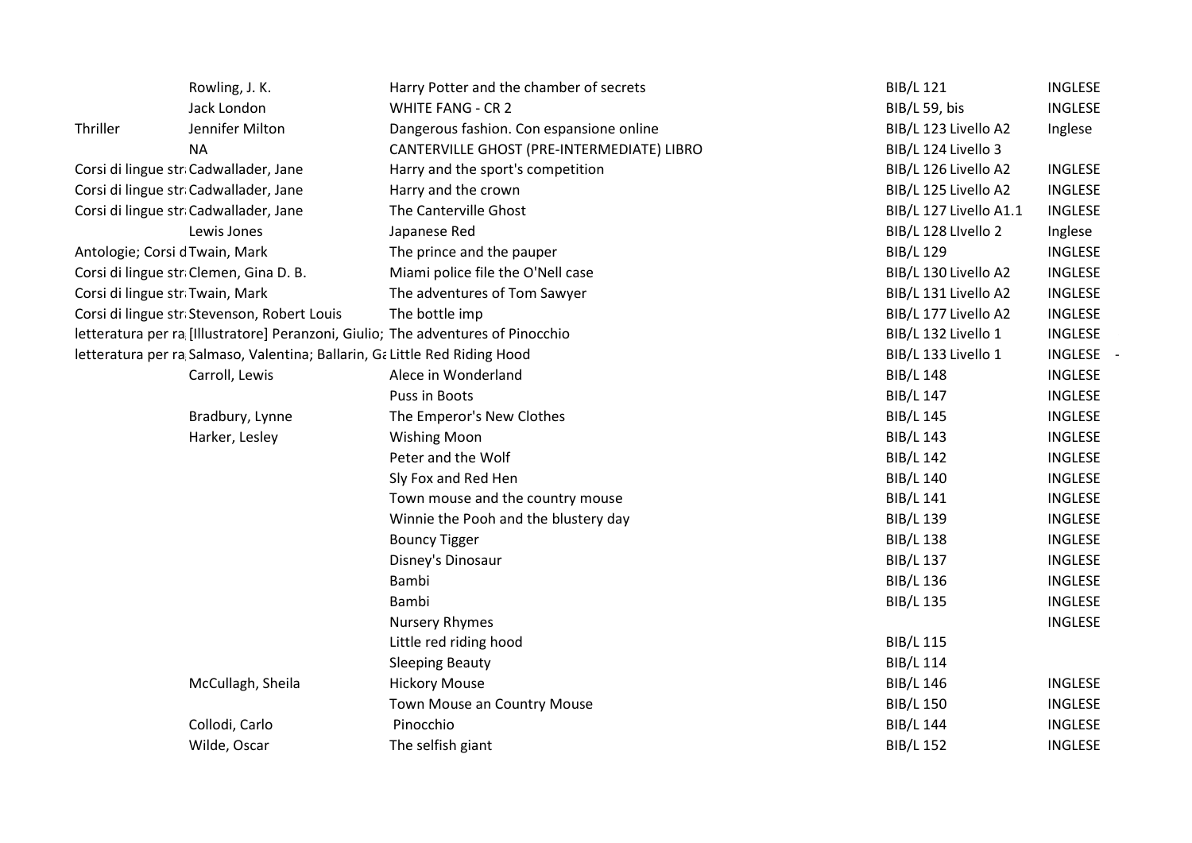|  |  |  |  |  |
|---|---|---|---|---|
|  | Rowling, J. K. | Harry Potter and the chamber of secrets | BIB/L 121 | INGLESE |
|  | Jack London | WHITE FANG - CR 2 | BIB/L 59, bis | INGLESE |
| Thriller | Jennifer Milton | Dangerous fashion. Con espansione online | BIB/L 123 Livello A2 | Inglese |
|  | NA | CANTERVILLE GHOST (PRE-INTERMEDIATE) LIBRO | BIB/L 124 Livello 3 |  |
| Corsi di lingue str | Cadwallader, Jane | Harry and the sport's competition | BIB/L 126 Livello A2 | INGLESE |
| Corsi di lingue str | Cadwallader, Jane | Harry and the crown | BIB/L 125 Livello A2 | INGLESE |
| Corsi di lingue str | Cadwallader, Jane | The Canterville Ghost | BIB/L 127 Livello A1.1 | INGLESE |
|  | Lewis Jones | Japanese Red | BIB/L 128 LIvello 2 | Inglese |
| Antologie; Corsi d | Twain, Mark | The prince and the pauper | BIB/L 129 | INGLESE |
| Corsi di lingue str | Clemen, Gina D. B. | Miami police file the O'Nell case | BIB/L 130 Livello A2 | INGLESE |
| Corsi di lingue str | Twain, Mark | The adventures of Tom Sawyer | BIB/L 131 Livello A2 | INGLESE |
| Corsi di lingue str | Stevenson, Robert Louis | The bottle imp | BIB/L 177 Livello A2 | INGLESE |
| letteratura per ra | [Illustratore] Peranzoni, Giulio; | The adventures of Pinocchio | BIB/L 132 Livello 1 | INGLESE |
| letteratura per ra | Salmaso, Valentina; Ballarin, Ga | Little Red Riding Hood | BIB/L 133 Livello 1 | INGLESE - |
|  | Carroll, Lewis | Alece in Wonderland | BIB/L 148 | INGLESE |
|  |  | Puss in Boots | BIB/L 147 | INGLESE |
|  | Bradbury, Lynne | The Emperor's New Clothes | BIB/L 145 | INGLESE |
|  | Harker, Lesley | Wishing Moon | BIB/L 143 | INGLESE |
|  |  | Peter and the Wolf | BIB/L 142 | INGLESE |
|  |  | Sly Fox and Red Hen | BIB/L 140 | INGLESE |
|  |  | Town mouse and the country mouse | BIB/L 141 | INGLESE |
|  |  | Winnie the Pooh and the blustery day | BIB/L 139 | INGLESE |
|  |  | Bouncy Tigger | BIB/L 138 | INGLESE |
|  |  | Disney's Dinosaur | BIB/L 137 | INGLESE |
|  |  | Bambi | BIB/L 136 | INGLESE |
|  |  | Bambi | BIB/L 135 | INGLESE |
|  |  | Nursery Rhymes |  | INGLESE |
|  |  | Little red riding hood | BIB/L 115 |  |
|  |  | Sleeping Beauty | BIB/L 114 |  |
|  | McCullagh, Sheila | Hickory Mouse | BIB/L 146 | INGLESE |
|  |  | Town Mouse an Country Mouse | BIB/L 150 | INGLESE |
|  | Collodi, Carlo | Pinocchio | BIB/L 144 | INGLESE |
|  | Wilde, Oscar | The selfish giant | BIB/L 152 | INGLESE |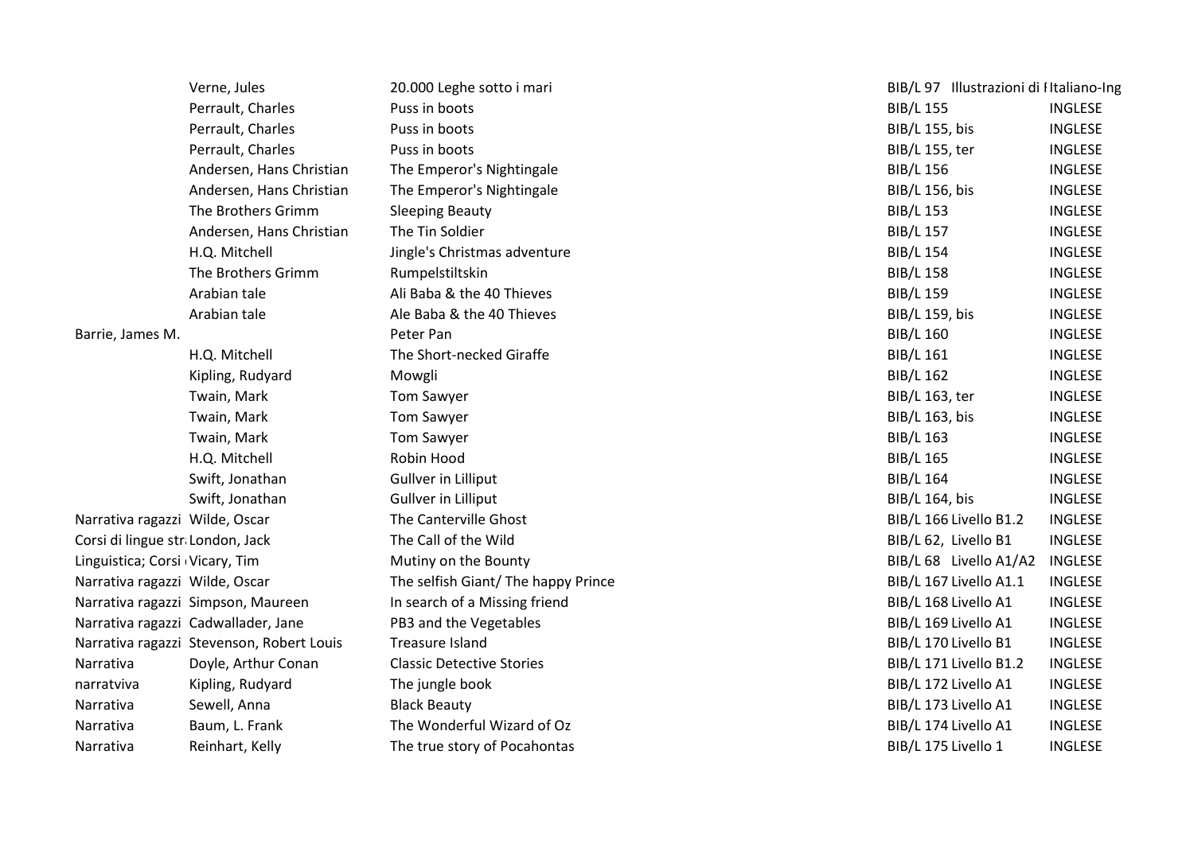| | | | | |
|---|---|---|---|---|
| | Verne, Jules | 20.000 Leghe sotto i mari | BIB/L 97 Illustrazioni di I | Italiano-Ing |
| | Perrault, Charles | Puss in boots | BIB/L 155 | INGLESE |
| | Perrault, Charles | Puss in boots | BIB/L 155, bis | INGLESE |
| | Perrault, Charles | Puss in boots | BIB/L 155, ter | INGLESE |
| | Andersen, Hans Christian | The Emperor's Nightingale | BIB/L 156 | INGLESE |
| | Andersen, Hans Christian | The Emperor's Nightingale | BIB/L 156, bis | INGLESE |
| | The Brothers Grimm | Sleeping Beauty | BIB/L 153 | INGLESE |
| | Andersen, Hans Christian | The Tin Soldier | BIB/L 157 | INGLESE |
| | H.Q. Mitchell | Jingle's Christmas adventure | BIB/L 154 | INGLESE |
| | The Brothers Grimm | Rumpelstiltskin | BIB/L 158 | INGLESE |
| | Arabian tale | Ali Baba & the 40 Thieves | BIB/L 159 | INGLESE |
| | Arabian tale | Ale Baba & the 40 Thieves | BIB/L 159, bis | INGLESE |
| Barrie, James M. | | Peter Pan | BIB/L 160 | INGLESE |
| | H.Q. Mitchell | The Short-necked Giraffe | BIB/L 161 | INGLESE |
| | Kipling, Rudyard | Mowgli | BIB/L 162 | INGLESE |
| | Twain, Mark | Tom Sawyer | BIB/L 163, ter | INGLESE |
| | Twain, Mark | Tom Sawyer | BIB/L 163, bis | INGLESE |
| | Twain, Mark | Tom Sawyer | BIB/L 163 | INGLESE |
| | H.Q. Mitchell | Robin Hood | BIB/L 165 | INGLESE |
| | Swift, Jonathan | Gullver in Lilliput | BIB/L 164 | INGLESE |
| | Swift, Jonathan | Gullver in Lilliput | BIB/L 164, bis | INGLESE |
| Narrativa ragazzi | Wilde, Oscar | The Canterville Ghost | BIB/L 166 Livello B1.2 | INGLESE |
| Corsi di lingue str | London, Jack | The Call of the Wild | BIB/L 62, Livello B1 | INGLESE |
| Linguistica; Corsi | Vicary, Tim | Mutiny on the Bounty | BIB/L 68 Livello A1/A2 | INGLESE |
| Narrativa ragazzi | Wilde, Oscar | The selfish Giant/ The happy Prince | BIB/L 167 Livello A1.1 | INGLESE |
| Narrativa ragazzi | Simpson, Maureen | In search of a Missing friend | BIB/L 168 Livello A1 | INGLESE |
| Narrativa ragazzi | Cadwallader, Jane | PB3 and the Vegetables | BIB/L 169 Livello A1 | INGLESE |
| Narrativa ragazzi | Stevenson, Robert Louis | Treasure Island | BIB/L 170 Livello B1 | INGLESE |
| Narrativa | Doyle, Arthur Conan | Classic Detective Stories | BIB/L 171 Livello B1.2 | INGLESE |
| narratviva | Kipling, Rudyard | The jungle book | BIB/L 172 Livello A1 | INGLESE |
| Narrativa | Sewell, Anna | Black Beauty | BIB/L 173 Livello A1 | INGLESE |
| Narrativa | Baum, L. Frank | The Wonderful Wizard of Oz | BIB/L 174 Livello A1 | INGLESE |
| Narrativa | Reinhart, Kelly | The true story of Pocahontas | BIB/L 175 Livello 1 | INGLESE |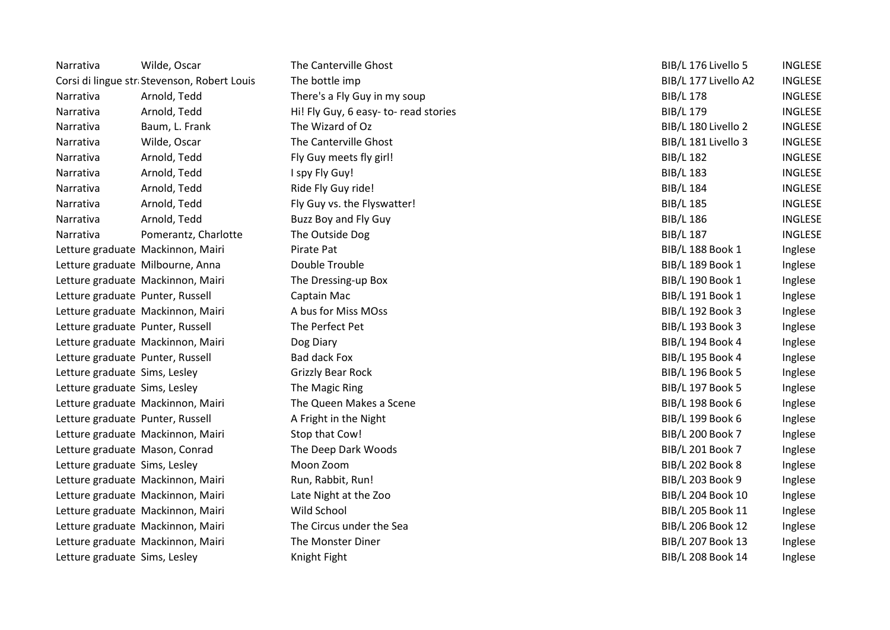| | | | | |
|---|---|---|---|---|
| Narrativa | Wilde, Oscar | The Canterville Ghost | BIB/L 176 Livello 5 | INGLESE |
| Corsi di lingue str | Stevenson, Robert Louis | The bottle imp | BIB/L 177 Livello A2 | INGLESE |
| Narrativa | Arnold, Tedd | There's a Fly Guy in my soup | BIB/L 178 | INGLESE |
| Narrativa | Arnold, Tedd | Hi! Fly Guy, 6 easy- to- read stories | BIB/L 179 | INGLESE |
| Narrativa | Baum, L. Frank | The Wizard of Oz | BIB/L 180 Livello 2 | INGLESE |
| Narrativa | Wilde, Oscar | The Canterville Ghost | BIB/L 181 Livello 3 | INGLESE |
| Narrativa | Arnold, Tedd | Fly Guy meets fly girl! | BIB/L 182 | INGLESE |
| Narrativa | Arnold, Tedd | I spy Fly Guy! | BIB/L 183 | INGLESE |
| Narrativa | Arnold, Tedd | Ride Fly Guy ride! | BIB/L 184 | INGLESE |
| Narrativa | Arnold, Tedd | Fly Guy vs. the Flyswatter! | BIB/L 185 | INGLESE |
| Narrativa | Arnold, Tedd | Buzz Boy and Fly Guy | BIB/L 186 | INGLESE |
| Narrativa | Pomerantz, Charlotte | The Outside Dog | BIB/L 187 | INGLESE |
| Letture graduate | Mackinnon, Mairi | Pirate Pat | BIB/L 188 Book 1 | Inglese |
| Letture graduate | Milbourne, Anna | Double Trouble | BIB/L 189 Book 1 | Inglese |
| Letture graduate | Mackinnon, Mairi | The Dressing-up Box | BIB/L 190 Book 1 | Inglese |
| Letture graduate | Punter, Russell | Captain Mac | BIB/L 191 Book 1 | Inglese |
| Letture graduate | Mackinnon, Mairi | A bus for Miss MOss | BIB/L 192 Book 3 | Inglese |
| Letture graduate | Punter, Russell | The Perfect Pet | BIB/L 193 Book 3 | Inglese |
| Letture graduate | Mackinnon, Mairi | Dog Diary | BIB/L 194 Book 4 | Inglese |
| Letture graduate | Punter, Russell | Bad dack Fox | BIB/L 195 Book 4 | Inglese |
| Letture graduate | Sims, Lesley | Grizzly Bear Rock | BIB/L 196 Book 5 | Inglese |
| Letture graduate | Sims, Lesley | The Magic Ring | BIB/L 197 Book 5 | Inglese |
| Letture graduate | Mackinnon, Mairi | The Queen Makes a Scene | BIB/L 198 Book 6 | Inglese |
| Letture graduate | Punter, Russell | A Fright in the Night | BIB/L 199 Book 6 | Inglese |
| Letture graduate | Mackinnon, Mairi | Stop that Cow! | BIB/L 200 Book 7 | Inglese |
| Letture graduate | Mason, Conrad | The Deep Dark Woods | BIB/L 201 Book 7 | Inglese |
| Letture graduate | Sims, Lesley | Moon Zoom | BIB/L 202 Book 8 | Inglese |
| Letture graduate | Mackinnon, Mairi | Run, Rabbit, Run! | BIB/L 203 Book 9 | Inglese |
| Letture graduate | Mackinnon, Mairi | Late Night at the Zoo | BIB/L 204 Book 10 | Inglese |
| Letture graduate | Mackinnon, Mairi | Wild School | BIB/L 205 Book 11 | Inglese |
| Letture graduate | Mackinnon, Mairi | The Circus under the Sea | BIB/L 206 Book 12 | Inglese |
| Letture graduate | Mackinnon, Mairi | The Monster Diner | BIB/L 207 Book 13 | Inglese |
| Letture graduate | Sims, Lesley | Knight Fight | BIB/L 208 Book 14 | Inglese |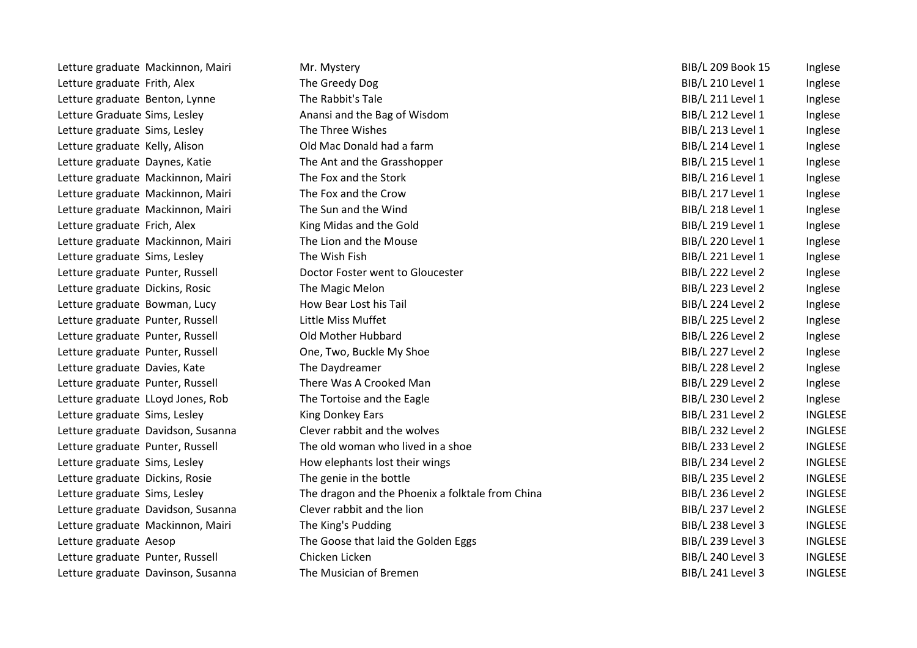| | | | | |
|---|---|---|---|---|
| Letture graduate | Mackinnon, Mairi | Mr. Mystery | BIB/L 209 Book 15 | Inglese |
| Letture graduate | Frith, Alex | The Greedy Dog | BIB/L 210 Level 1 | Inglese |
| Letture graduate | Benton, Lynne | The Rabbit's Tale | BIB/L 211 Level 1 | Inglese |
| Letture Graduate | Sims, Lesley | Anansi and the Bag of Wisdom | BIB/L 212 Level 1 | Inglese |
| Letture graduate | Sims, Lesley | The Three Wishes | BIB/L 213 Level 1 | Inglese |
| Letture graduate | Kelly, Alison | Old Mac Donald had a farm | BIB/L 214 Level 1 | Inglese |
| Letture graduate | Daynes, Katie | The Ant and the Grasshopper | BIB/L 215 Level 1 | Inglese |
| Letture graduate | Mackinnon, Mairi | The Fox and the Stork | BIB/L 216 Level 1 | Inglese |
| Letture graduate | Mackinnon, Mairi | The Fox and the Crow | BIB/L 217 Level 1 | Inglese |
| Letture graduate | Mackinnon, Mairi | The Sun and the Wind | BIB/L 218 Level 1 | Inglese |
| Letture graduate | Frich, Alex | King Midas and the Gold | BIB/L 219 Level 1 | Inglese |
| Letture graduate | Mackinnon, Mairi | The Lion and the Mouse | BIB/L 220 Level 1 | Inglese |
| Letture graduate | Sims, Lesley | The Wish Fish | BIB/L 221 Level 1 | Inglese |
| Letture graduate | Punter, Russell | Doctor Foster went to Gloucester | BIB/L 222 Level 2 | Inglese |
| Letture graduate | Dickins, Rosic | The Magic Melon | BIB/L 223 Level 2 | Inglese |
| Letture graduate | Bowman, Lucy | How Bear Lost his Tail | BIB/L 224 Level 2 | Inglese |
| Letture graduate | Punter, Russell | Little Miss Muffet | BIB/L 225 Level 2 | Inglese |
| Letture graduate | Punter, Russell | Old Mother Hubbard | BIB/L 226 Level 2 | Inglese |
| Letture graduate | Punter, Russell | One, Two, Buckle My Shoe | BIB/L 227 Level 2 | Inglese |
| Letture graduate | Davies, Kate | The Daydreamer | BIB/L 228 Level 2 | Inglese |
| Letture graduate | Punter, Russell | There Was A Crooked Man | BIB/L 229 Level 2 | Inglese |
| Letture graduate | LLoyd Jones, Rob | The Tortoise and the Eagle | BIB/L 230 Level 2 | Inglese |
| Letture graduate | Sims, Lesley | King Donkey Ears | BIB/L 231 Level 2 | INGLESE |
| Letture graduate | Davidson, Susanna | Clever rabbit and the wolves | BIB/L 232 Level 2 | INGLESE |
| Letture graduate | Punter, Russell | The old woman who lived in a shoe | BIB/L 233 Level 2 | INGLESE |
| Letture graduate | Sims, Lesley | How elephants lost their wings | BIB/L 234 Level 2 | INGLESE |
| Letture graduate | Dickins, Rosie | The genie in the bottle | BIB/L 235 Level 2 | INGLESE |
| Letture graduate | Sims, Lesley | The dragon and the Phoenix a folktale from China | BIB/L 236 Level 2 | INGLESE |
| Letture graduate | Davidson, Susanna | Clever rabbit and the lion | BIB/L 237 Level 2 | INGLESE |
| Letture graduate | Mackinnon, Mairi | The King's Pudding | BIB/L 238 Level 3 | INGLESE |
| Letture graduate | Aesop | The Goose that laid the Golden Eggs | BIB/L 239 Level 3 | INGLESE |
| Letture graduate | Punter, Russell | Chicken Licken | BIB/L 240 Level 3 | INGLESE |
| Letture graduate | Davinson, Susanna | The Musician of Bremen | BIB/L 241 Level 3 | INGLESE |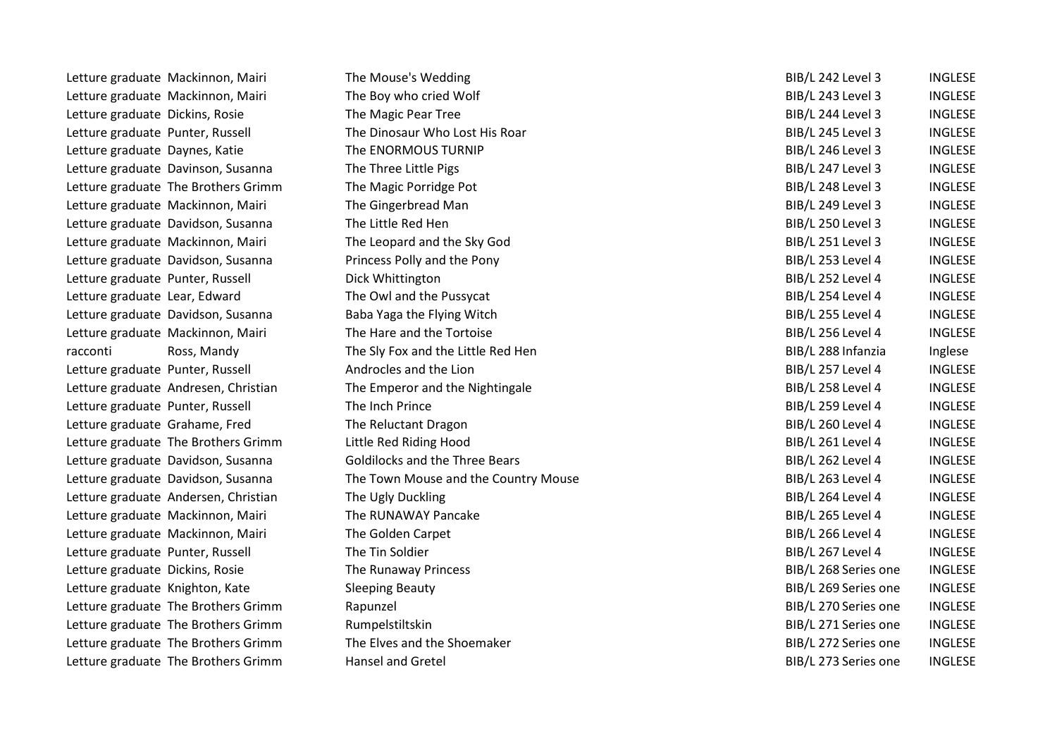| | | | | |
|---|---|---|---|---|
| Letture graduate | Mackinnon, Mairi | The Mouse's Wedding | BIB/L 242 Level 3 | INGLESE |
| Letture graduate | Mackinnon, Mairi | The Boy who cried Wolf | BIB/L 243 Level 3 | INGLESE |
| Letture graduate | Dickins, Rosie | The Magic Pear Tree | BIB/L 244 Level 3 | INGLESE |
| Letture graduate | Punter, Russell | The Dinosaur Who Lost His Roar | BIB/L 245 Level 3 | INGLESE |
| Letture graduate | Daynes, Katie | The ENORMOUS TURNIP | BIB/L 246 Level 3 | INGLESE |
| Letture graduate | Davinson, Susanna | The Three Little Pigs | BIB/L 247 Level 3 | INGLESE |
| Letture graduate | The Brothers Grimm | The Magic Porridge Pot | BIB/L 248 Level 3 | INGLESE |
| Letture graduate | Mackinnon, Mairi | The Gingerbread Man | BIB/L 249 Level 3 | INGLESE |
| Letture graduate | Davidson, Susanna | The Little Red Hen | BIB/L 250 Level 3 | INGLESE |
| Letture graduate | Mackinnon, Mairi | The Leopard and the Sky God | BIB/L 251 Level 3 | INGLESE |
| Letture graduate | Davidson, Susanna | Princess Polly and the Pony | BIB/L 253 Level 4 | INGLESE |
| Letture graduate | Punter, Russell | Dick Whittington | BIB/L 252 Level 4 | INGLESE |
| Letture graduate | Lear, Edward | The Owl and the Pussycat | BIB/L 254 Level 4 | INGLESE |
| Letture graduate | Davidson, Susanna | Baba Yaga the Flying Witch | BIB/L 255 Level 4 | INGLESE |
| Letture graduate | Mackinnon, Mairi | The Hare and the Tortoise | BIB/L 256 Level 4 | INGLESE |
| racconti | Ross, Mandy | The Sly Fox and the Little Red Hen | BIB/L 288 Infanzia | Inglese |
| Letture graduate | Punter, Russell | Androcles and the Lion | BIB/L 257 Level 4 | INGLESE |
| Letture graduate | Andresen, Christian | The Emperor and the Nightingale | BIB/L 258 Level 4 | INGLESE |
| Letture graduate | Punter, Russell | The Inch Prince | BIB/L 259 Level 4 | INGLESE |
| Letture graduate | Grahame, Fred | The Reluctant Dragon | BIB/L 260 Level 4 | INGLESE |
| Letture graduate | The Brothers Grimm | Little Red Riding Hood | BIB/L 261 Level 4 | INGLESE |
| Letture graduate | Davidson, Susanna | Goldilocks and the Three Bears | BIB/L 262 Level 4 | INGLESE |
| Letture graduate | Davidson, Susanna | The Town Mouse and the Country Mouse | BIB/L 263 Level 4 | INGLESE |
| Letture graduate | Andersen, Christian | The Ugly Duckling | BIB/L 264 Level 4 | INGLESE |
| Letture graduate | Mackinnon, Mairi | The RUNAWAY Pancake | BIB/L 265 Level 4 | INGLESE |
| Letture graduate | Mackinnon, Mairi | The Golden Carpet | BIB/L 266 Level 4 | INGLESE |
| Letture graduate | Punter, Russell | The Tin Soldier | BIB/L 267 Level 4 | INGLESE |
| Letture graduate | Dickins, Rosie | The Runaway Princess | BIB/L 268 Series one | INGLESE |
| Letture graduate | Knighton, Kate | Sleeping Beauty | BIB/L 269 Series one | INGLESE |
| Letture graduate | The Brothers Grimm | Rapunzel | BIB/L 270 Series one | INGLESE |
| Letture graduate | The Brothers Grimm | Rumpelstiltskin | BIB/L 271 Series one | INGLESE |
| Letture graduate | The Brothers Grimm | The Elves and the Shoemaker | BIB/L 272 Series one | INGLESE |
| Letture graduate | The Brothers Grimm | Hansel and Gretel | BIB/L 273 Series one | INGLESE |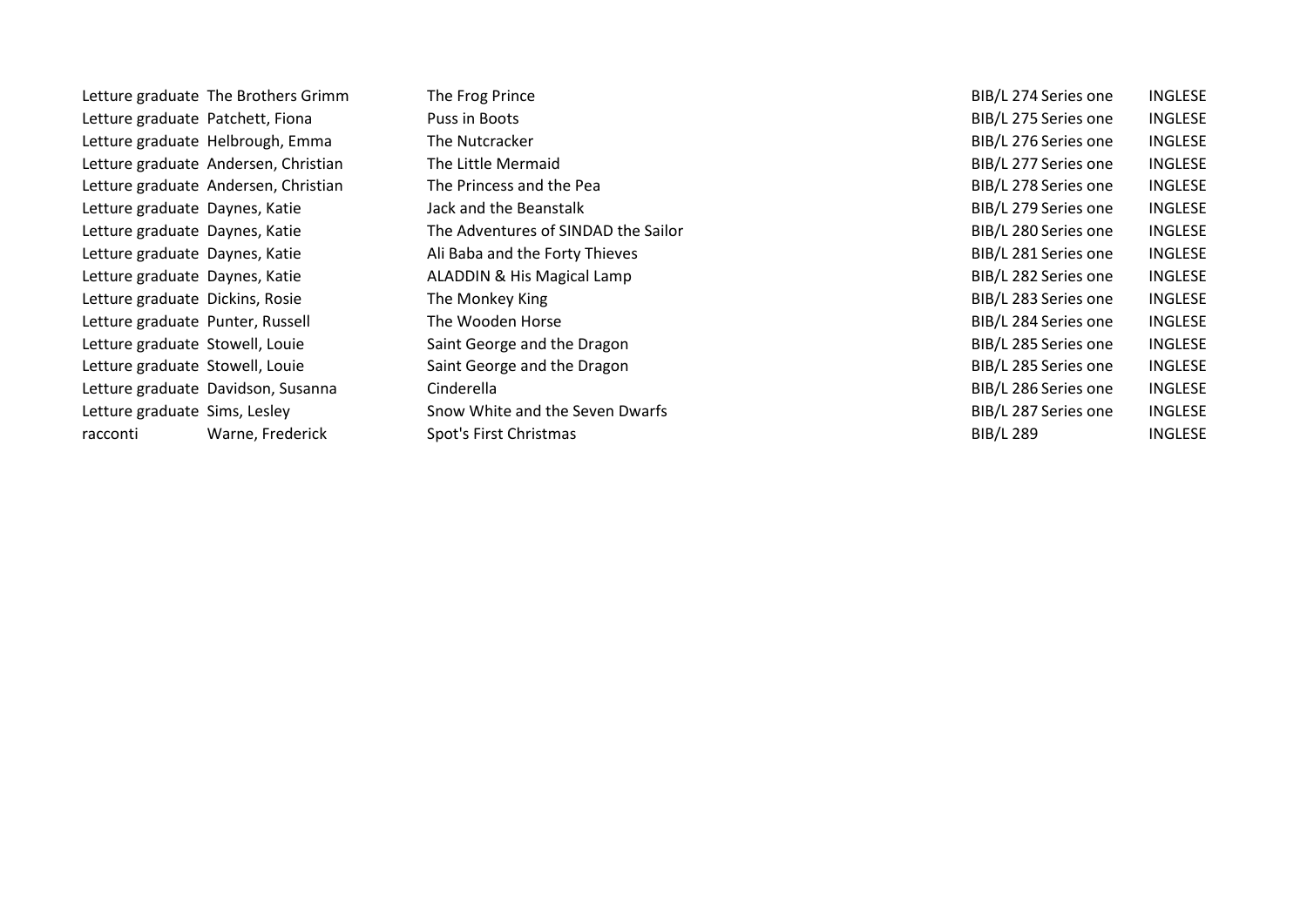| | | | | |
|---|---|---|---|---|
| Letture graduate | The Brothers Grimm | The Frog Prince | BIB/L 274 Series one | INGLESE |
| Letture graduate | Patchett, Fiona | Puss in Boots | BIB/L 275 Series one | INGLESE |
| Letture graduate | Helbrough, Emma | The Nutcracker | BIB/L 276 Series one | INGLESE |
| Letture graduate | Andersen, Christian | The Little Mermaid | BIB/L 277 Series one | INGLESE |
| Letture graduate | Andersen, Christian | The Princess and the Pea | BIB/L 278 Series one | INGLESE |
| Letture graduate | Daynes, Katie | Jack and the Beanstalk | BIB/L 279 Series one | INGLESE |
| Letture graduate | Daynes, Katie | The Adventures of SINDAD the Sailor | BIB/L 280 Series one | INGLESE |
| Letture graduate | Daynes, Katie | Ali Baba and the Forty Thieves | BIB/L 281 Series one | INGLESE |
| Letture graduate | Daynes, Katie | ALADDIN & His Magical Lamp | BIB/L 282 Series one | INGLESE |
| Letture graduate | Dickins, Rosie | The Monkey King | BIB/L 283 Series one | INGLESE |
| Letture graduate | Punter, Russell | The Wooden Horse | BIB/L 284 Series one | INGLESE |
| Letture graduate | Stowell, Louie | Saint George and the Dragon | BIB/L 285 Series one | INGLESE |
| Letture graduate | Stowell, Louie | Saint George and the Dragon | BIB/L 285 Series one | INGLESE |
| Letture graduate | Davidson, Susanna | Cinderella | BIB/L 286 Series one | INGLESE |
| Letture graduate | Sims, Lesley | Snow White and the Seven Dwarfs | BIB/L 287 Series one | INGLESE |
| racconti | Warne, Frederick | Spot's First Christmas | BIB/L 289 | INGLESE |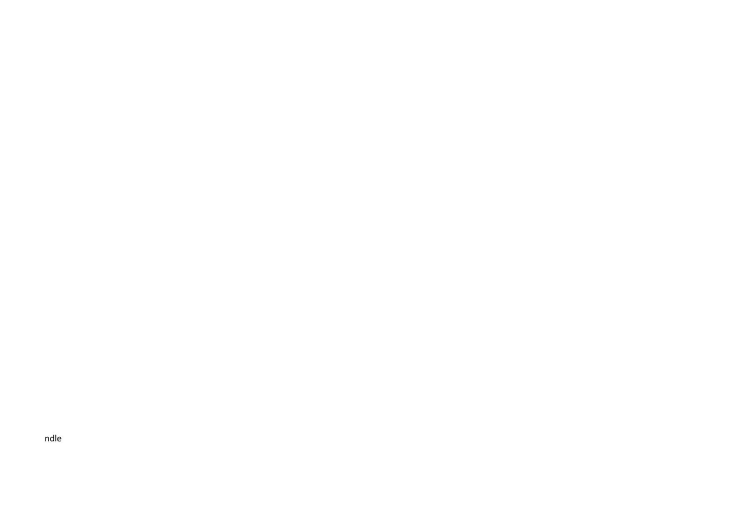ndle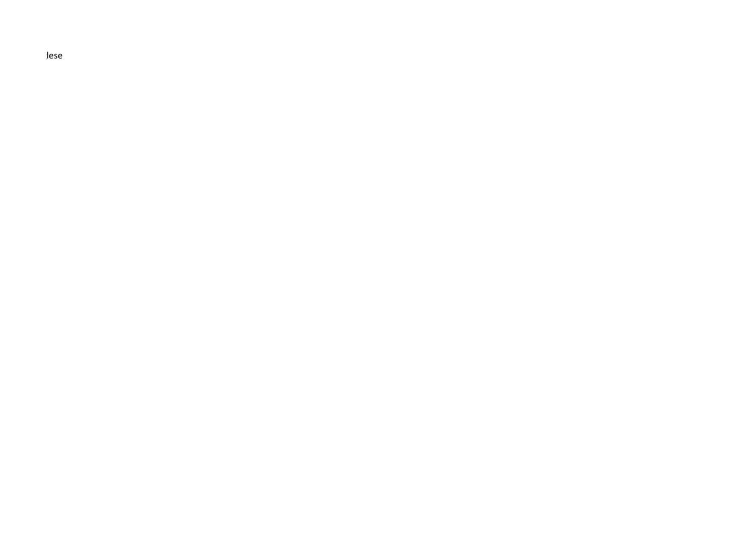;lese